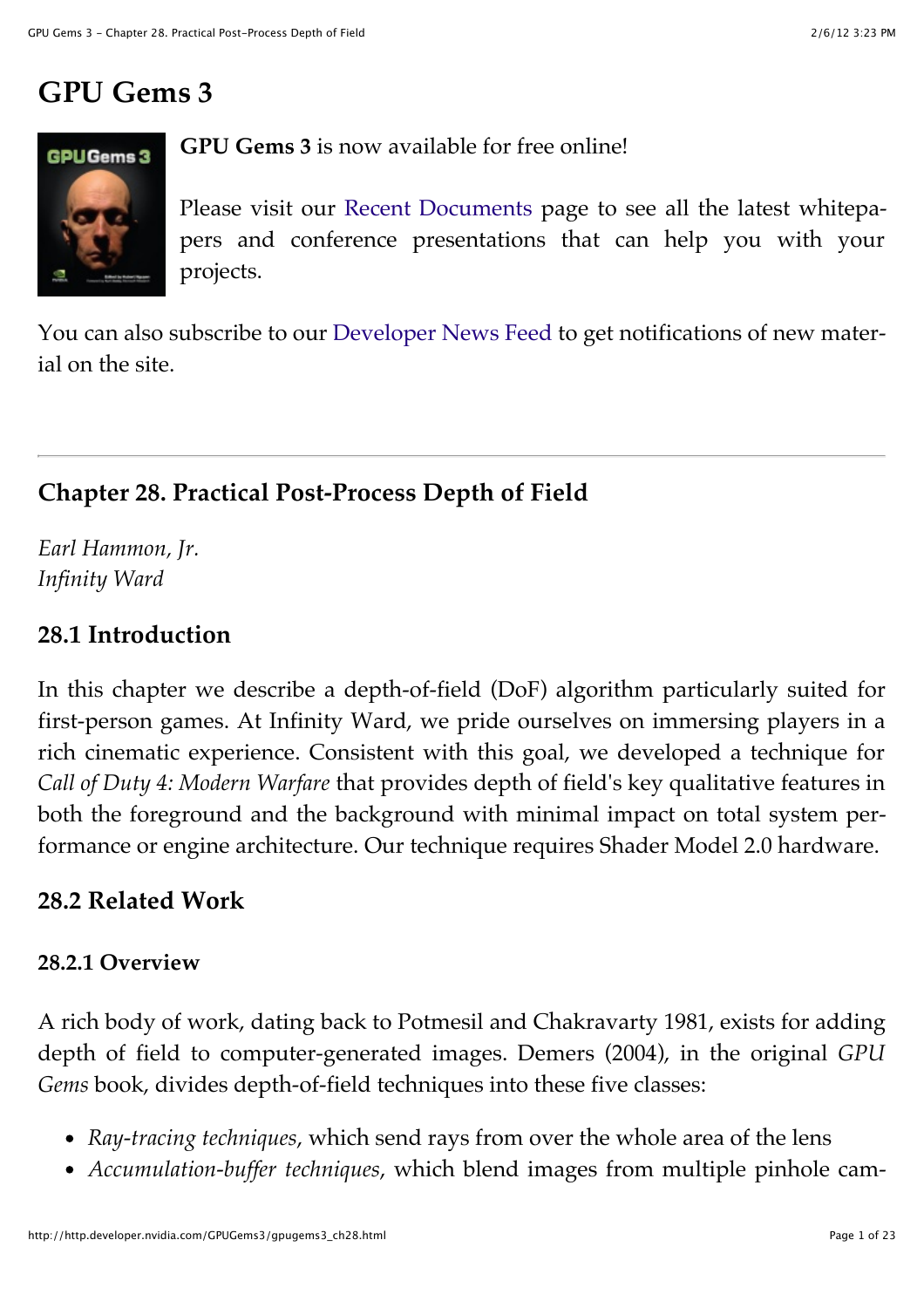# GPU Gems 3

**GPU Gems 3** is now available for free online!

Please visit our Recent Documents page to see all the latest whitepapers and conference presentations that can help you with your projects.

You can also subscribe to our Developer News Feed to get notifications of new material on the site.

---

## Chapter 28. Practical Post-Process Depth of Field

*Earl Hammon, Jr.*
*Infinity Ward*

## 28.1 Introduction

In this chapter we describe a depth-of-field (DoF) algorithm particularly suited for first-person games. At Infinity Ward, we pride ourselves on immersing players in a rich cinematic experience. Consistent with this goal, we developed a technique for *Call of Duty 4: Modern Warfare* that provides depth of field's key qualitative features in both the foreground and the background with minimal impact on total system performance or engine architecture. Our technique requires Shader Model 2.0 hardware.

## 28.2 Related Work

### 28.2.1 Overview

A rich body of work, dating back to Potmesil and Chakravarty 1981, exists for adding depth of field to computer-generated images. Demers (2004), in the original *GPU Gems* book, divides depth-of-field techniques into these five classes:

- *Ray-tracing techniques*, which send rays from over the whole area of the lens
- *Accumulation-buffer techniques*, which blend images from multiple pinhole cam-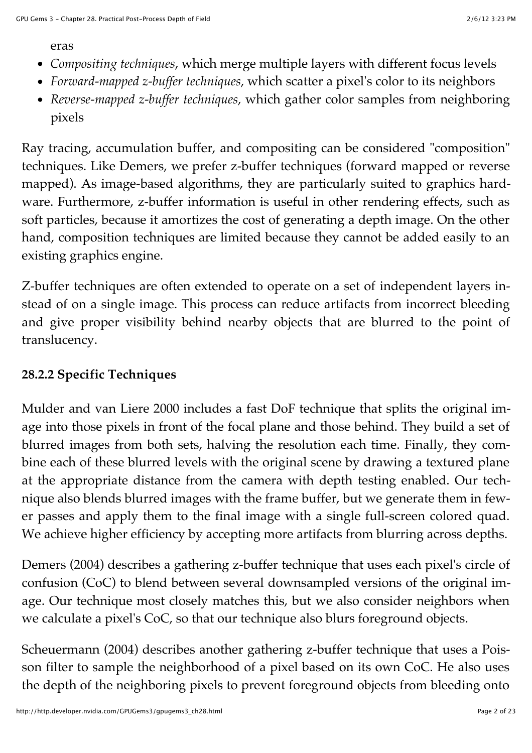eras

- *Compositing techniques*, which merge multiple layers with different focus levels
- *Forward-mapped z-buffer techniques*, which scatter a pixel's color to its neighbors
- *Reverse-mapped z-buffer techniques*, which gather color samples from neighboring pixels

Ray tracing, accumulation buffer, and compositing can be considered "composition" techniques. Like Demers, we prefer z-buffer techniques (forward mapped or reverse mapped). As image-based algorithms, they are particularly suited to graphics hardware. Furthermore, z-buffer information is useful in other rendering effects, such as soft particles, because it amortizes the cost of generating a depth image. On the other hand, composition techniques are limited because they cannot be added easily to an existing graphics engine.

Z-buffer techniques are often extended to operate on a set of independent layers instead of on a single image. This process can reduce artifacts from incorrect bleeding and give proper visibility behind nearby objects that are blurred to the point of translucency.

### 28.2.2 Specific Techniques

Mulder and van Liere 2000 includes a fast DoF technique that splits the original image into those pixels in front of the focal plane and those behind. They build a set of blurred images from both sets, halving the resolution each time. Finally, they combine each of these blurred levels with the original scene by drawing a textured plane at the appropriate distance from the camera with depth testing enabled. Our technique also blends blurred images with the frame buffer, but we generate them in fewer passes and apply them to the final image with a single full-screen colored quad. We achieve higher efficiency by accepting more artifacts from blurring across depths.

Demers (2004) describes a gathering z-buffer technique that uses each pixel's circle of confusion (CoC) to blend between several downsampled versions of the original image. Our technique most closely matches this, but we also consider neighbors when we calculate a pixel's CoC, so that our technique also blurs foreground objects.

Scheuermann (2004) describes another gathering z-buffer technique that uses a Poisson filter to sample the neighborhood of a pixel based on its own CoC. He also uses the depth of the neighboring pixels to prevent foreground objects from bleeding onto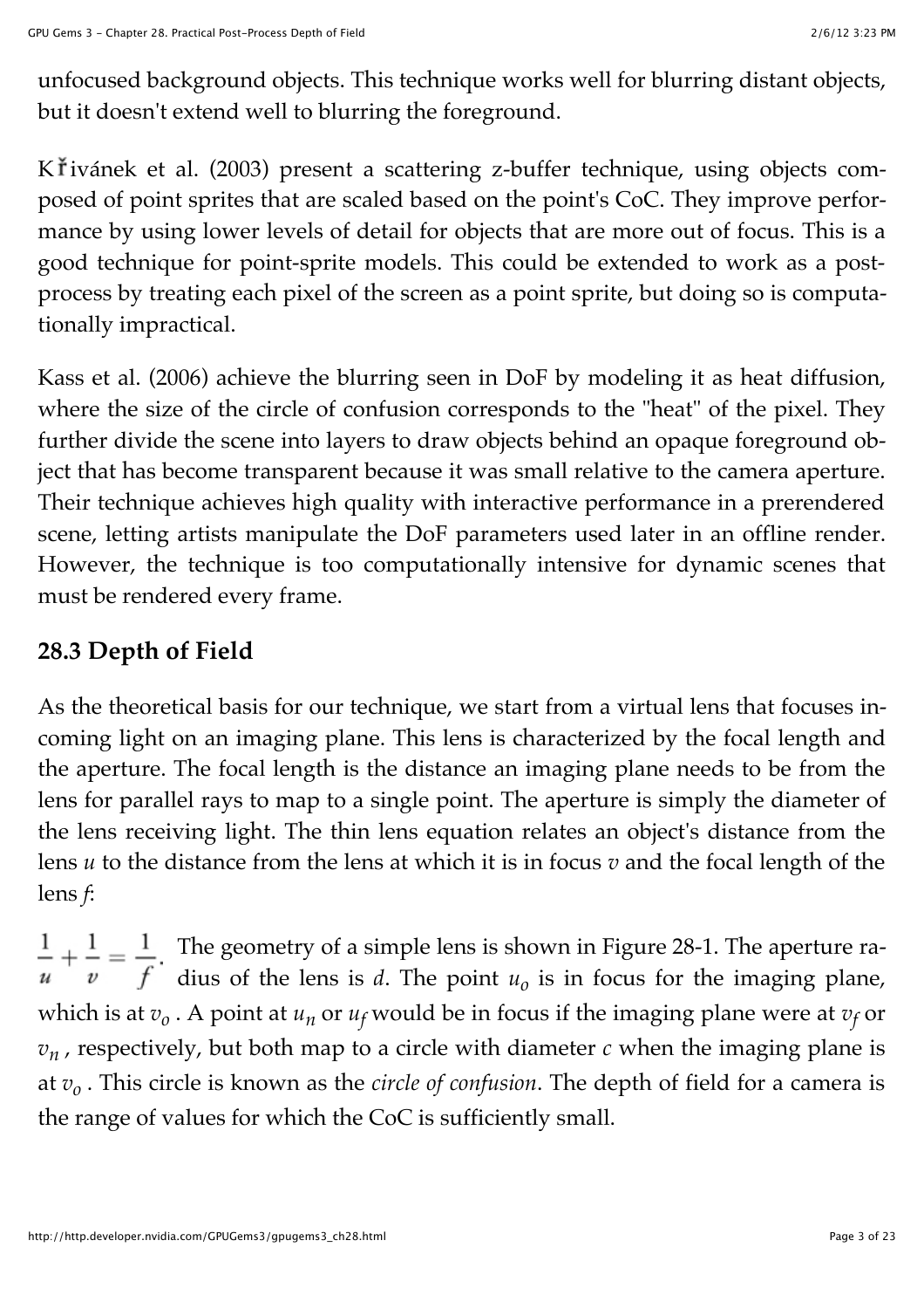unfocused background objects. This technique works well for blurring distant objects, but it doesn't extend well to blurring the foreground.

Křivánek et al. (2003) present a scattering z-buffer technique, using objects composed of point sprites that are scaled based on the point's CoC. They improve performance by using lower levels of detail for objects that are more out of focus. This is a good technique for point-sprite models. This could be extended to work as a post-process by treating each pixel of the screen as a point sprite, but doing so is computationally impractical.

Kass et al. (2006) achieve the blurring seen in DoF by modeling it as heat diffusion, where the size of the circle of confusion corresponds to the "heat" of the pixel. They further divide the scene into layers to draw objects behind an opaque foreground object that has become transparent because it was small relative to the camera aperture. Their technique achieves high quality with interactive performance in a prerendered scene, letting artists manipulate the DoF parameters used later in an offline render. However, the technique is too computationally intensive for dynamic scenes that must be rendered every frame.

## 28.3 Depth of Field

As the theoretical basis for our technique, we start from a virtual lens that focuses incoming light on an imaging plane. This lens is characterized by the focal length and the aperture. The focal length is the distance an imaging plane needs to be from the lens for parallel rays to map to a single point. The aperture is simply the diameter of the lens receiving light. The thin lens equation relates an object's distance from the lens $u$ to the distance from the lens at which it is in focus $v$ and the focal length of the lens $f$:

$$\frac{1}{u} + \frac{1}{v} = \frac{1}{f}.$$

The geometry of a simple lens is shown in Figure 28-1. The aperture radius of the lens is $d$. The point $u_o$ is in focus for the imaging plane, which is at $v_o$. A point at $u_n$ or $u_f$ would be in focus if the imaging plane were at $v_f$ or $v_n$, respectively, but both map to a circle with diameter $c$ when the imaging plane is at $v_o$. This circle is known as the *circle of confusion*. The depth of field for a camera is the range of values for which the CoC is sufficiently small.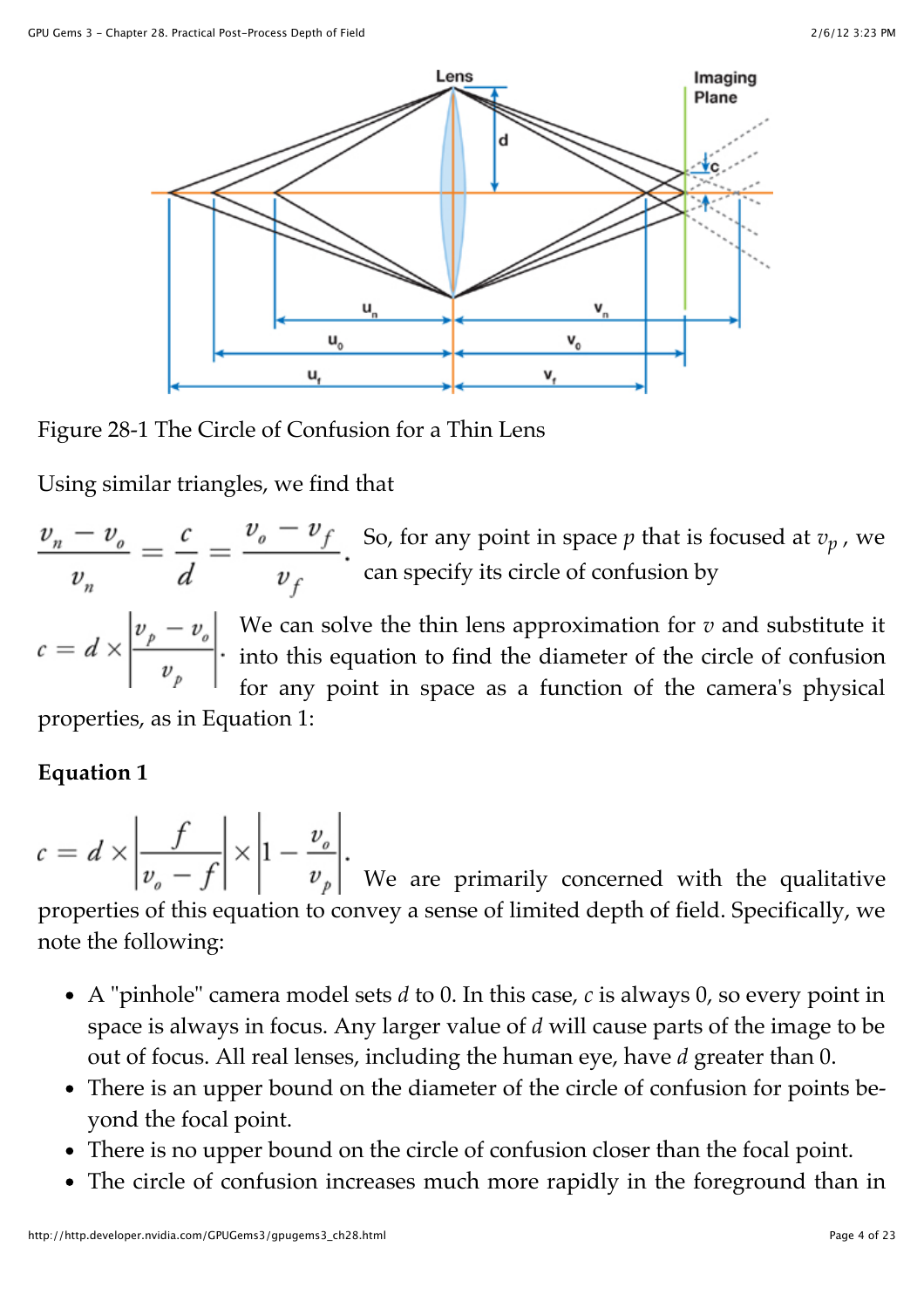Figure 28-1 The Circle of Confusion for a Thin Lens

Using similar triangles, we find that

$$\frac{v_n - v_o}{v_n} = \frac{c}{d} = \frac{v_o - v_f}{v_f}.$$

So, for any point in space $p$ that is focused at $v_p$, we can specify its circle of confusion by

$$c = d \times \left| \frac{v_p - v_o}{v_p} \right|.$$

We can solve the thin lens approximation for $v$ and substitute it into this equation to find the diameter of the circle of confusion for any point in space as a function of the camera's physical properties, as in Equation 1:

**Equation 1**

$$c = d \times \left| \frac{f}{v_o - f} \right| \times \left| 1 - \frac{v_o}{v_p} \right|.$$

We are primarily concerned with the qualitative properties of this equation to convey a sense of limited depth of field. Specifically, we note the following:

- A "pinhole" camera model sets $d$ to 0. In this case, $c$ is always 0, so every point in space is always in focus. Any larger value of $d$ will cause parts of the image to be out of focus. All real lenses, including the human eye, have $d$ greater than 0.
- There is an upper bound on the diameter of the circle of confusion for points beyond the focal point.
- There is no upper bound on the circle of confusion closer than the focal point.
- The circle of confusion increases much more rapidly in the foreground than in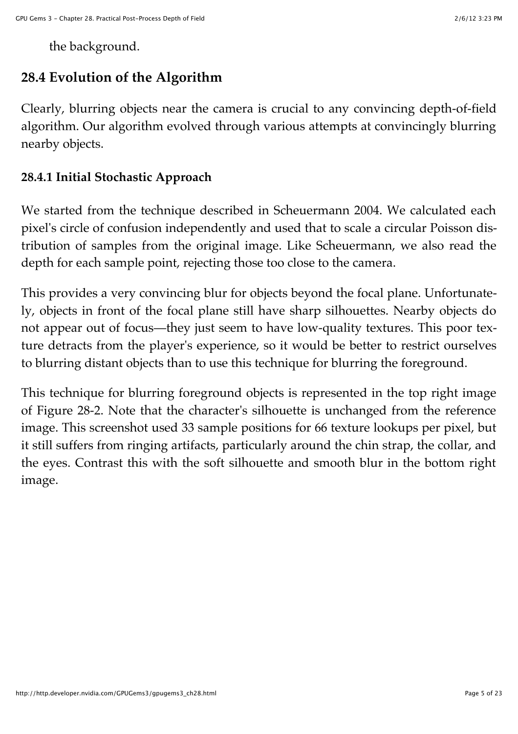the background.

## 28.4 Evolution of the Algorithm

Clearly, blurring objects near the camera is crucial to any convincing depth-of-field algorithm. Our algorithm evolved through various attempts at convincingly blurring nearby objects.

### 28.4.1 Initial Stochastic Approach

We started from the technique described in Scheuermann 2004. We calculated each pixel's circle of confusion independently and used that to scale a circular Poisson distribution of samples from the original image. Like Scheuermann, we also read the depth for each sample point, rejecting those too close to the camera.

This provides a very convincing blur for objects beyond the focal plane. Unfortunately, objects in front of the focal plane still have sharp silhouettes. Nearby objects do not appear out of focus—they just seem to have low-quality textures. This poor texture detracts from the player's experience, so it would be better to restrict ourselves to blurring distant objects than to use this technique for blurring the foreground.

This technique for blurring foreground objects is represented in the top right image of Figure 28-2. Note that the character's silhouette is unchanged from the reference image. This screenshot used 33 sample positions for 66 texture lookups per pixel, but it still suffers from ringing artifacts, particularly around the chin strap, the collar, and the eyes. Contrast this with the soft silhouette and smooth blur in the bottom right image.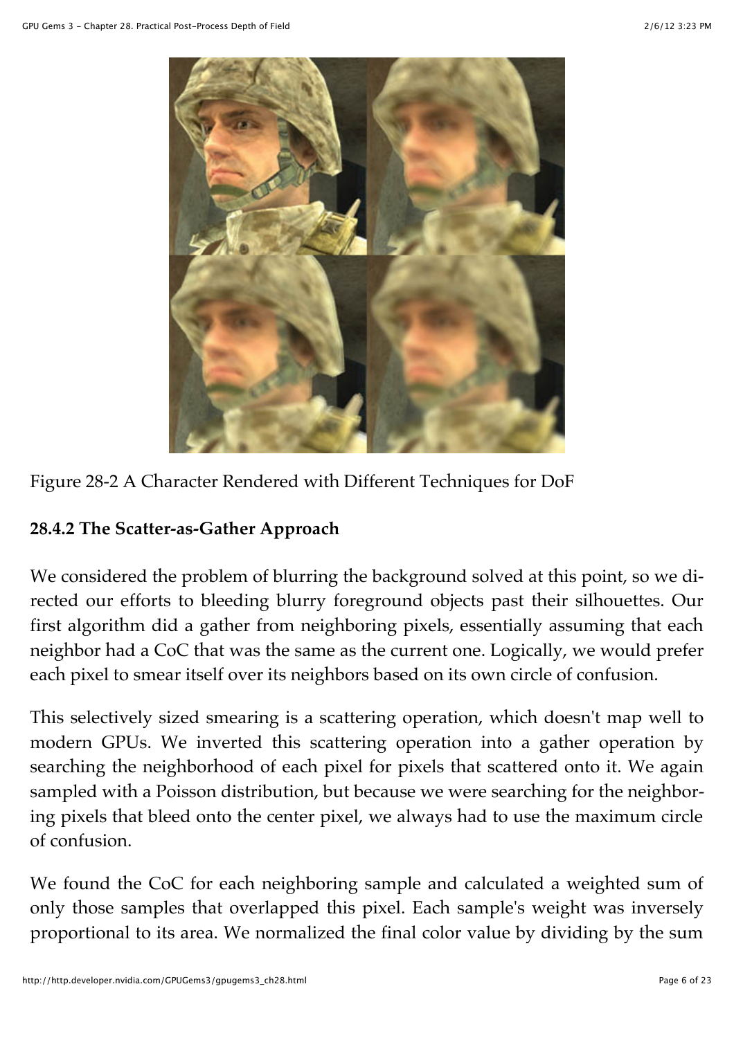Figure 28-2 A Character Rendered with Different Techniques for DoF

### 28.4.2 The Scatter-as-Gather Approach

We considered the problem of blurring the background solved at this point, so we directed our efforts to bleeding blurry foreground objects past their silhouettes. Our first algorithm did a gather from neighboring pixels, essentially assuming that each neighbor had a CoC that was the same as the current one. Logically, we would prefer each pixel to smear itself over its neighbors based on its own circle of confusion.

This selectively sized smearing is a scattering operation, which doesn't map well to modern GPUs. We inverted this scattering operation into a gather operation by searching the neighborhood of each pixel for pixels that scattered onto it. We again sampled with a Poisson distribution, but because we were searching for the neighboring pixels that bleed onto the center pixel, we always had to use the maximum circle of confusion.

We found the CoC for each neighboring sample and calculated a weighted sum of only those samples that overlapped this pixel. Each sample's weight was inversely proportional to its area. We normalized the final color value by dividing by the sum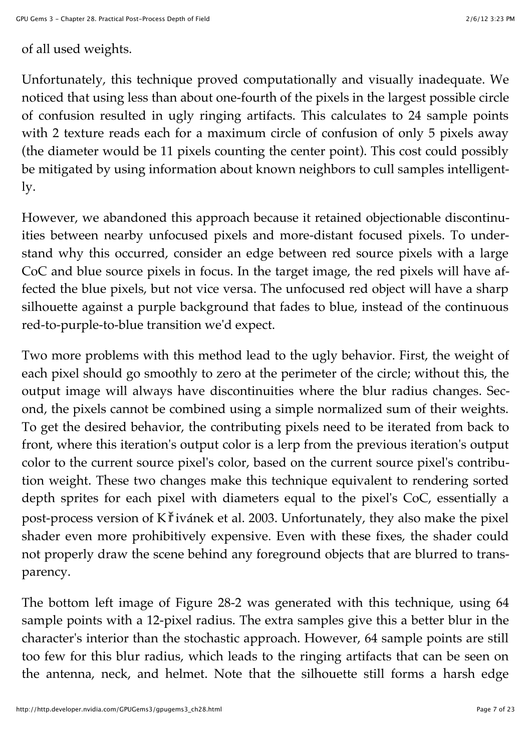of all used weights.

Unfortunately, this technique proved computationally and visually inadequate. We noticed that using less than about one-fourth of the pixels in the largest possible circle of confusion resulted in ugly ringing artifacts. This calculates to 24 sample points with 2 texture reads each for a maximum circle of confusion of only 5 pixels away (the diameter would be 11 pixels counting the center point). This cost could possibly be mitigated by using information about known neighbors to cull samples intelligently.

However, we abandoned this approach because it retained objectionable discontinuities between nearby unfocused pixels and more-distant focused pixels. To understand why this occurred, consider an edge between red source pixels with a large CoC and blue source pixels in focus. In the target image, the red pixels will have affected the blue pixels, but not vice versa. The unfocused red object will have a sharp silhouette against a purple background that fades to blue, instead of the continuous red-to-purple-to-blue transition we'd expect.

Two more problems with this method lead to the ugly behavior. First, the weight of each pixel should go smoothly to zero at the perimeter of the circle; without this, the output image will always have discontinuities where the blur radius changes. Second, the pixels cannot be combined using a simple normalized sum of their weights. To get the desired behavior, the contributing pixels need to be iterated from back to front, where this iteration's output color is a lerp from the previous iteration's output color to the current source pixel's color, based on the current source pixel's contribution weight. These two changes make this technique equivalent to rendering sorted depth sprites for each pixel with diameters equal to the pixel's CoC, essentially a post-process version of Křivánek et al. 2003. Unfortunately, they also make the pixel shader even more prohibitively expensive. Even with these fixes, the shader could not properly draw the scene behind any foreground objects that are blurred to transparency.

The bottom left image of Figure 28-2 was generated with this technique, using 64 sample points with a 12-pixel radius. The extra samples give this a better blur in the character's interior than the stochastic approach. However, 64 sample points are still too few for this blur radius, which leads to the ringing artifacts that can be seen on the antenna, neck, and helmet. Note that the silhouette still forms a harsh edge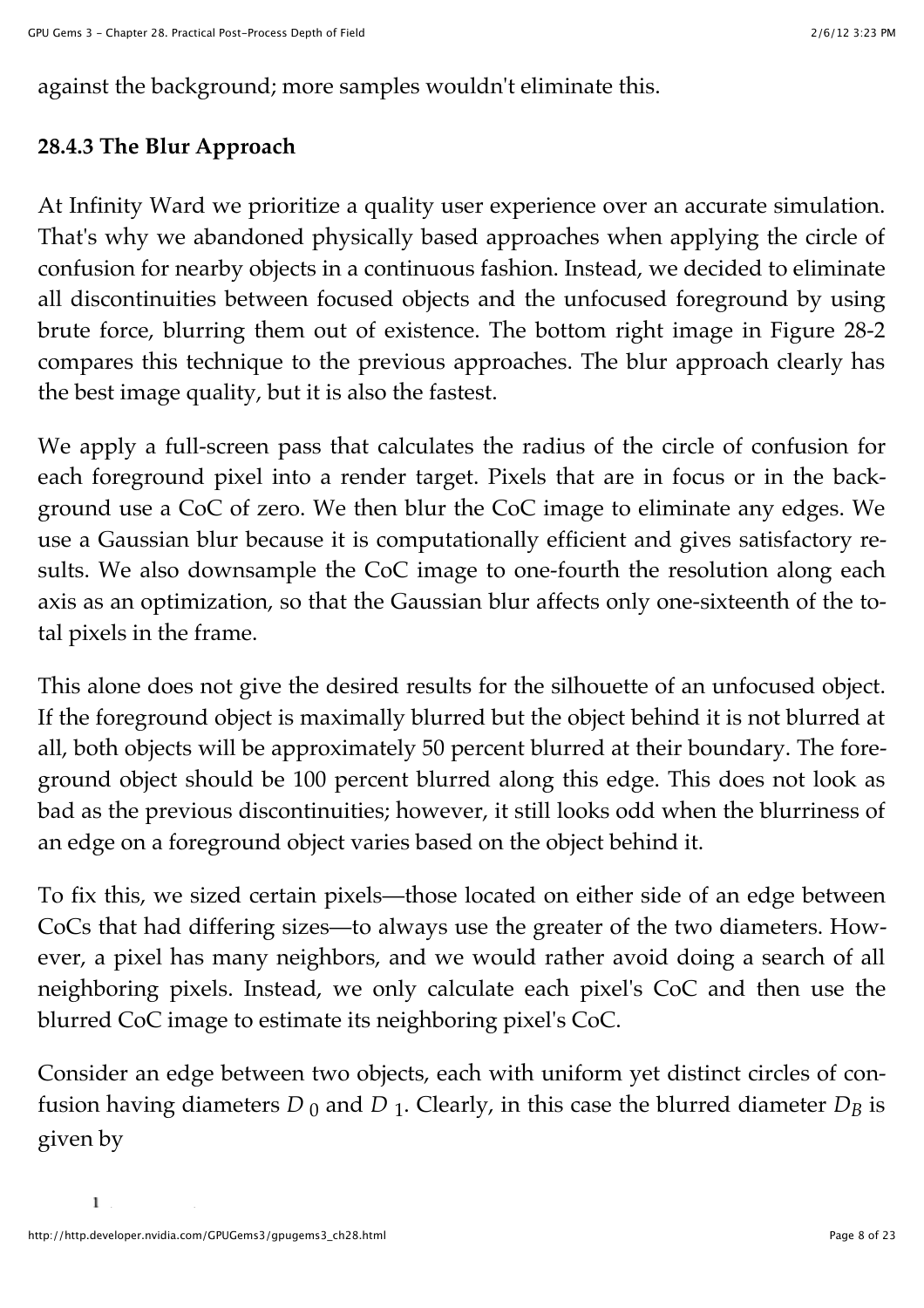against the background; more samples wouldn't eliminate this.

### 28.4.3 The Blur Approach

At Infinity Ward we prioritize a quality user experience over an accurate simulation. That's why we abandoned physically based approaches when applying the circle of confusion for nearby objects in a continuous fashion. Instead, we decided to eliminate all discontinuities between focused objects and the unfocused foreground by using brute force, blurring them out of existence. The bottom right image in Figure 28-2 compares this technique to the previous approaches. The blur approach clearly has the best image quality, but it is also the fastest.

We apply a full-screen pass that calculates the radius of the circle of confusion for each foreground pixel into a render target. Pixels that are in focus or in the background use a CoC of zero. We then blur the CoC image to eliminate any edges. We use a Gaussian blur because it is computationally efficient and gives satisfactory results. We also downsample the CoC image to one-fourth the resolution along each axis as an optimization, so that the Gaussian blur affects only one-sixteenth of the total pixels in the frame.

This alone does not give the desired results for the silhouette of an unfocused object. If the foreground object is maximally blurred but the object behind it is not blurred at all, both objects will be approximately 50 percent blurred at their boundary. The foreground object should be 100 percent blurred along this edge. This does not look as bad as the previous discontinuities; however, it still looks odd when the blurriness of an edge on a foreground object varies based on the object behind it.

To fix this, we sized certain pixels—those located on either side of an edge between CoCs that had differing sizes—to always use the greater of the two diameters. However, a pixel has many neighbors, and we would rather avoid doing a search of all neighboring pixels. Instead, we only calculate each pixel's CoC and then use the blurred CoC image to estimate its neighboring pixel's CoC.

Consider an edge between two objects, each with uniform yet distinct circles of confusion having diameters $D_0$ and $D_1$. Clearly, in this case the blurred diameter $D_B$ is given by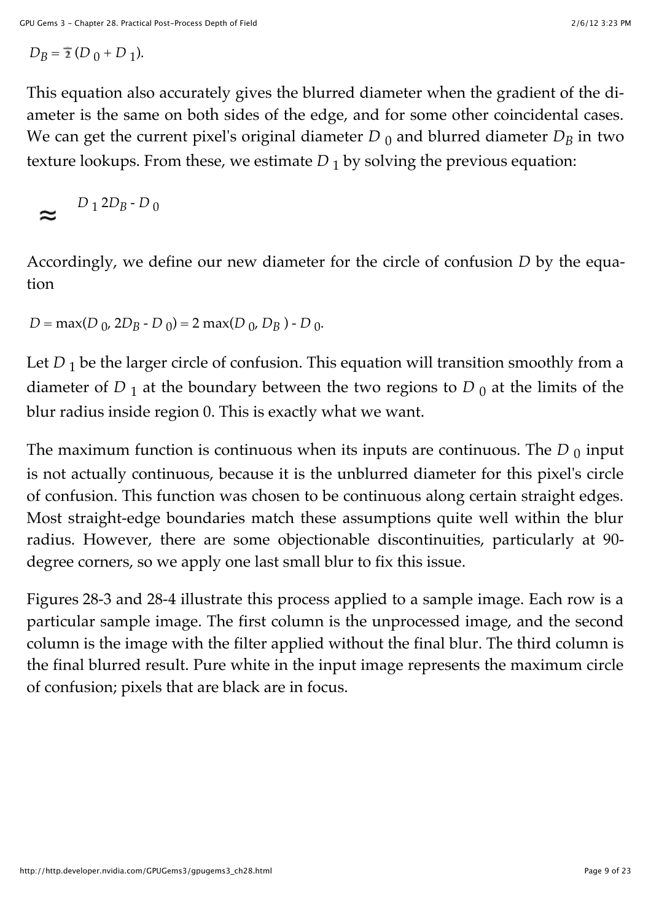$$D_B = \frac{1}{2}(D_0 + D_1).$$

This equation also accurately gives the blurred diameter when the gradient of the diameter is the same on both sides of the edge, and for some other coincidental cases. We can get the current pixel's original diameter $D_0$ and blurred diameter $D_B$ in two texture lookups. From these, we estimate $D_1$ by solving the previous equation:

$$D_1 \approx 2D_B - D_0$$

Accordingly, we define our new diameter for the circle of confusion $D$ by the equation

$$D = \max(D_0, 2D_B - D_0) = 2\max(D_0, D_B) - D_0.$$

Let $D_1$ be the larger circle of confusion. This equation will transition smoothly from a diameter of $D_1$ at the boundary between the two regions to $D_0$ at the limits of the blur radius inside region 0. This is exactly what we want.

The maximum function is continuous when its inputs are continuous. The $D_0$ input is not actually continuous, because it is the unblurred diameter for this pixel's circle of confusion. This function was chosen to be continuous along certain straight edges. Most straight-edge boundaries match these assumptions quite well within the blur radius. However, there are some objectionable discontinuities, particularly at 90-degree corners, so we apply one last small blur to fix this issue.

Figures 28-3 and 28-4 illustrate this process applied to a sample image. Each row is a particular sample image. The first column is the unprocessed image, and the second column is the image with the filter applied without the final blur. The third column is the final blurred result. Pure white in the input image represents the maximum circle of confusion; pixels that are black are in focus.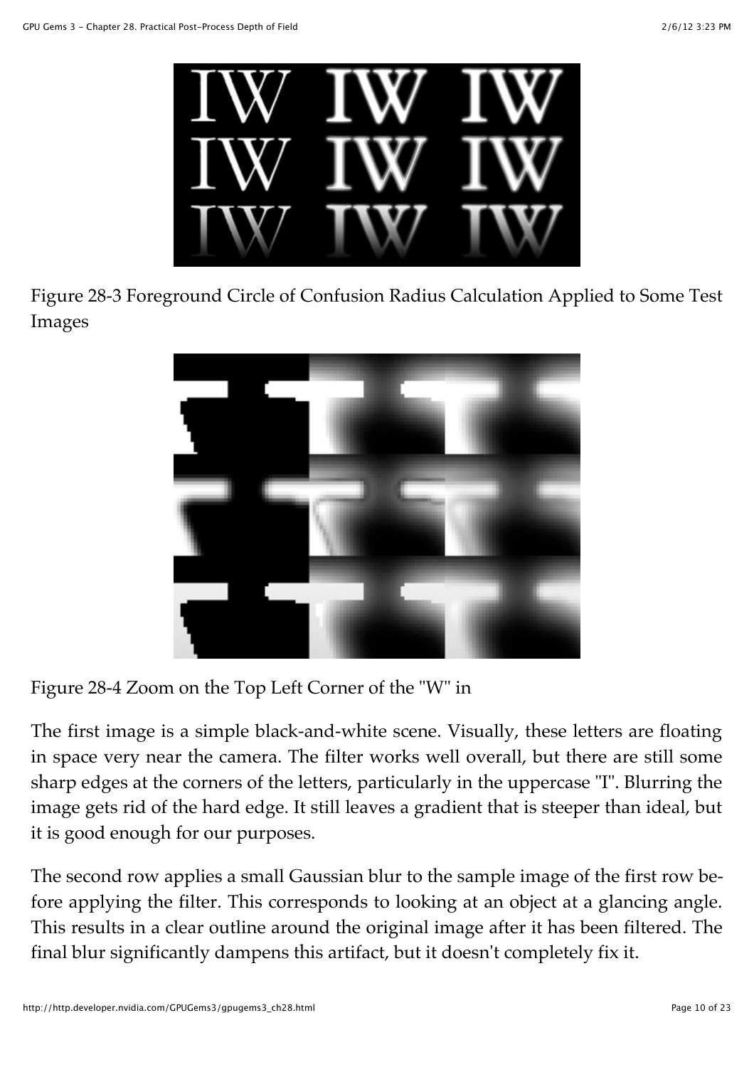Figure 28-3 Foreground Circle of Confusion Radius Calculation Applied to Some Test Images

Figure 28-4 Zoom on the Top Left Corner of the "W" in

The first image is a simple black-and-white scene. Visually, these letters are floating in space very near the camera. The filter works well overall, but there are still some sharp edges at the corners of the letters, particularly in the uppercase "I". Blurring the image gets rid of the hard edge. It still leaves a gradient that is steeper than ideal, but it is good enough for our purposes.

The second row applies a small Gaussian blur to the sample image of the first row before applying the filter. This corresponds to looking at an object at a glancing angle. This results in a clear outline around the original image after it has been filtered. The final blur significantly dampens this artifact, but it doesn't completely fix it.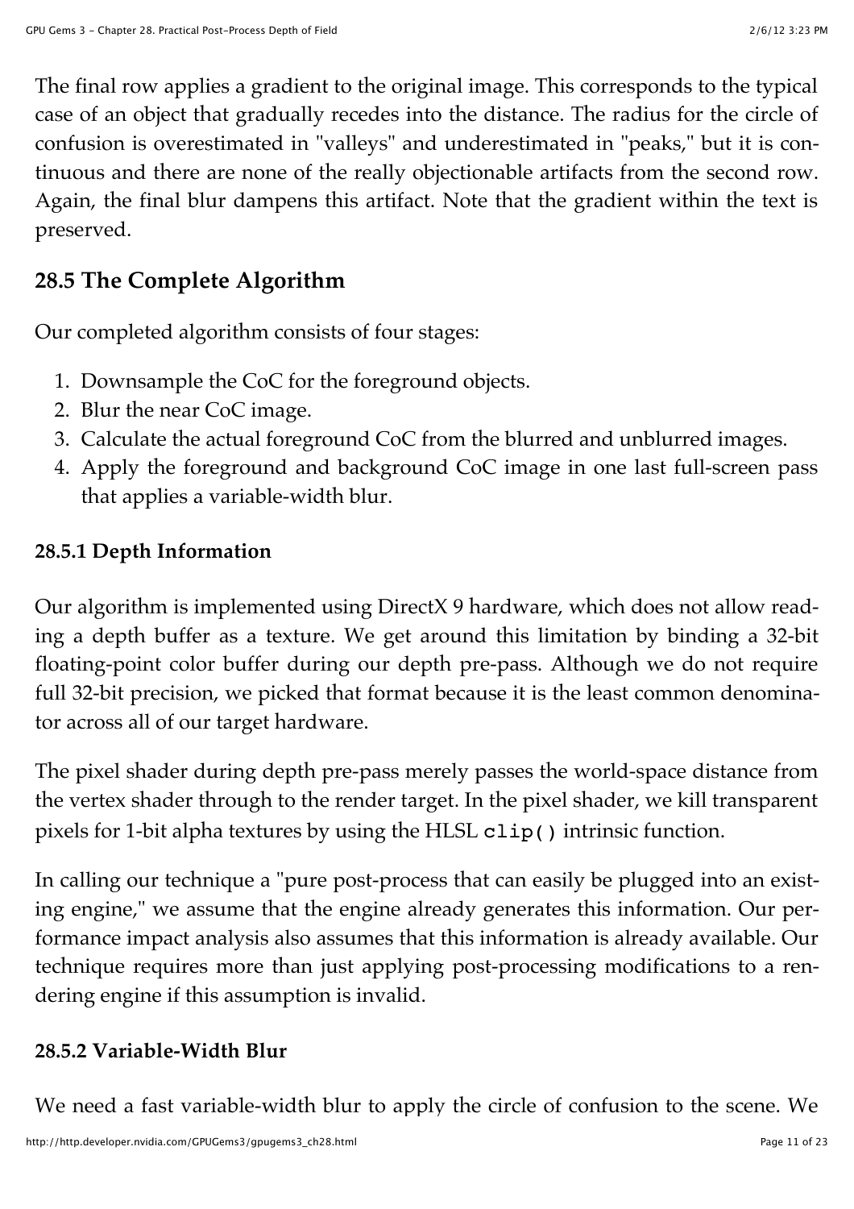The final row applies a gradient to the original image. This corresponds to the typical case of an object that gradually recedes into the distance. The radius for the circle of confusion is overestimated in "valleys" and underestimated in "peaks," but it is continuous and there are none of the really objectionable artifacts from the second row. Again, the final blur dampens this artifact. Note that the gradient within the text is preserved.

## 28.5 The Complete Algorithm

Our completed algorithm consists of four stages:

1. Downsample the CoC for the foreground objects.
2. Blur the near CoC image.
3. Calculate the actual foreground CoC from the blurred and unblurred images.
4. Apply the foreground and background CoC image in one last full-screen pass that applies a variable-width blur.

### 28.5.1 Depth Information

Our algorithm is implemented using DirectX 9 hardware, which does not allow reading a depth buffer as a texture. We get around this limitation by binding a 32-bit floating-point color buffer during our depth pre-pass. Although we do not require full 32-bit precision, we picked that format because it is the least common denominator across all of our target hardware.

The pixel shader during depth pre-pass merely passes the world-space distance from the vertex shader through to the render target. In the pixel shader, we kill transparent pixels for 1-bit alpha textures by using the HLSL `clip()` intrinsic function.

In calling our technique a "pure post-process that can easily be plugged into an existing engine," we assume that the engine already generates this information. Our performance impact analysis also assumes that this information is already available. Our technique requires more than just applying post-processing modifications to a rendering engine if this assumption is invalid.

### 28.5.2 Variable-Width Blur

We need a fast variable-width blur to apply the circle of confusion to the scene. We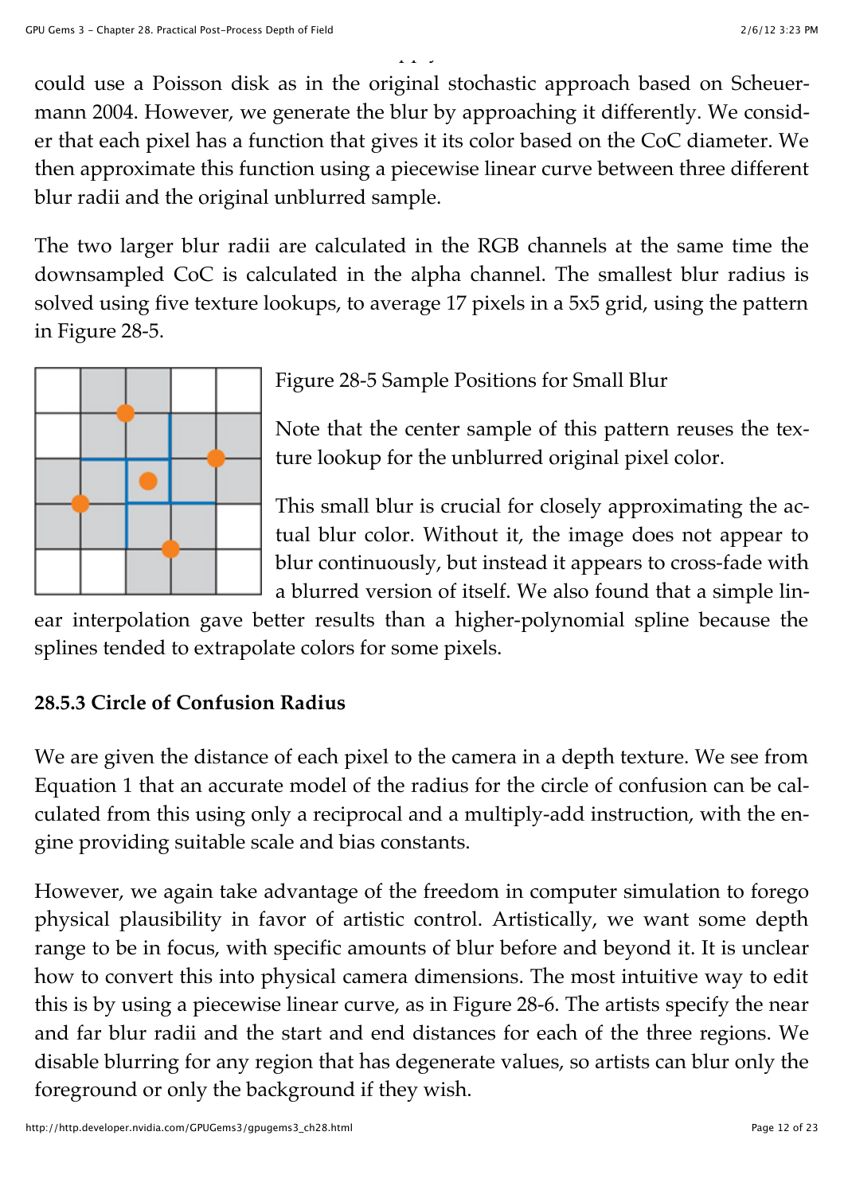could use a Poisson disk as in the original stochastic approach based on Scheuermann 2004. However, we generate the blur by approaching it differently. We consider that each pixel has a function that gives it its color based on the CoC diameter. We then approximate this function using a piecewise linear curve between three different blur radii and the original unblurred sample.

The two larger blur radii are calculated in the RGB channels at the same time the downsampled CoC is calculated in the alpha channel. The smallest blur radius is solved using five texture lookups, to average 17 pixels in a 5x5 grid, using the pattern in Figure 28-5.

Figure 28-5 Sample Positions for Small Blur

Note that the center sample of this pattern reuses the texture lookup for the unblurred original pixel color.

This small blur is crucial for closely approximating the actual blur color. Without it, the image does not appear to blur continuously, but instead it appears to cross-fade with a blurred version of itself. We also found that a simple linear interpolation gave better results than a higher-polynomial spline because the splines tended to extrapolate colors for some pixels.

### 28.5.3 Circle of Confusion Radius

We are given the distance of each pixel to the camera in a depth texture. We see from Equation 1 that an accurate model of the radius for the circle of confusion can be calculated from this using only a reciprocal and a multiply-add instruction, with the engine providing suitable scale and bias constants.

However, we again take advantage of the freedom in computer simulation to forego physical plausibility in favor of artistic control. Artistically, we want some depth range to be in focus, with specific amounts of blur before and beyond it. It is unclear how to convert this into physical camera dimensions. The most intuitive way to edit this is by using a piecewise linear curve, as in Figure 28-6. The artists specify the near and far blur radii and the start and end distances for each of the three regions. We disable blurring for any region that has degenerate values, so artists can blur only the foreground or only the background if they wish.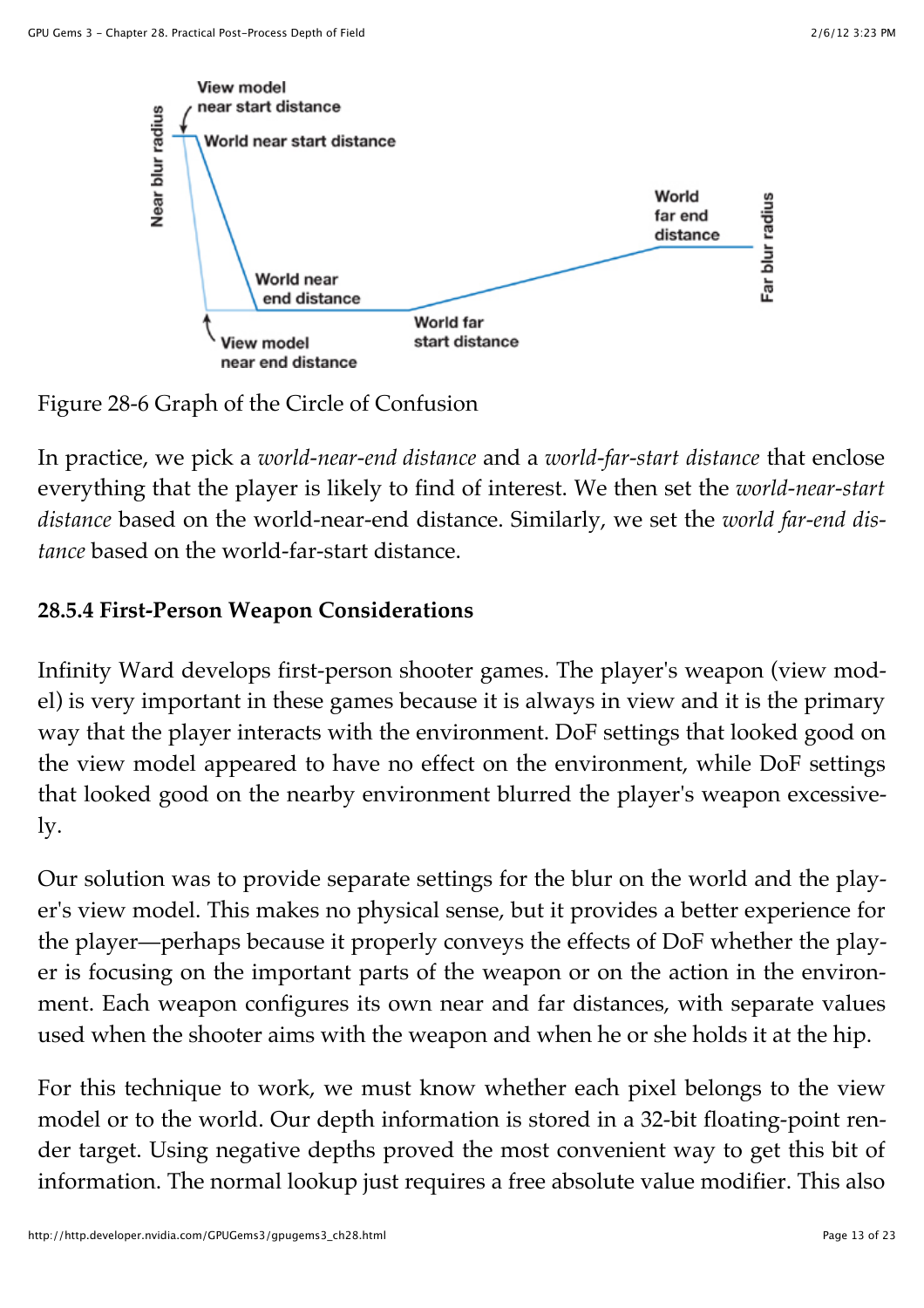Figure 28-6 Graph of the Circle of Confusion

In practice, we pick a *world-near-end distance* and a *world-far-start distance* that enclose everything that the player is likely to find of interest. We then set the *world-near-start distance* based on the world-near-end distance. Similarly, we set the *world far-end distance* based on the world-far-start distance.

### 28.5.4 First-Person Weapon Considerations

Infinity Ward develops first-person shooter games. The player's weapon (view model) is very important in these games because it is always in view and it is the primary way that the player interacts with the environment. DoF settings that looked good on the view model appeared to have no effect on the environment, while DoF settings that looked good on the nearby environment blurred the player's weapon excessively.

Our solution was to provide separate settings for the blur on the world and the player's view model. This makes no physical sense, but it provides a better experience for the player—perhaps because it properly conveys the effects of DoF whether the player is focusing on the important parts of the weapon or on the action in the environment. Each weapon configures its own near and far distances, with separate values used when the shooter aims with the weapon and when he or she holds it at the hip.

For this technique to work, we must know whether each pixel belongs to the view model or to the world. Our depth information is stored in a 32-bit floating-point render target. Using negative depths proved the most convenient way to get this bit of information. The normal lookup just requires a free absolute value modifier. This also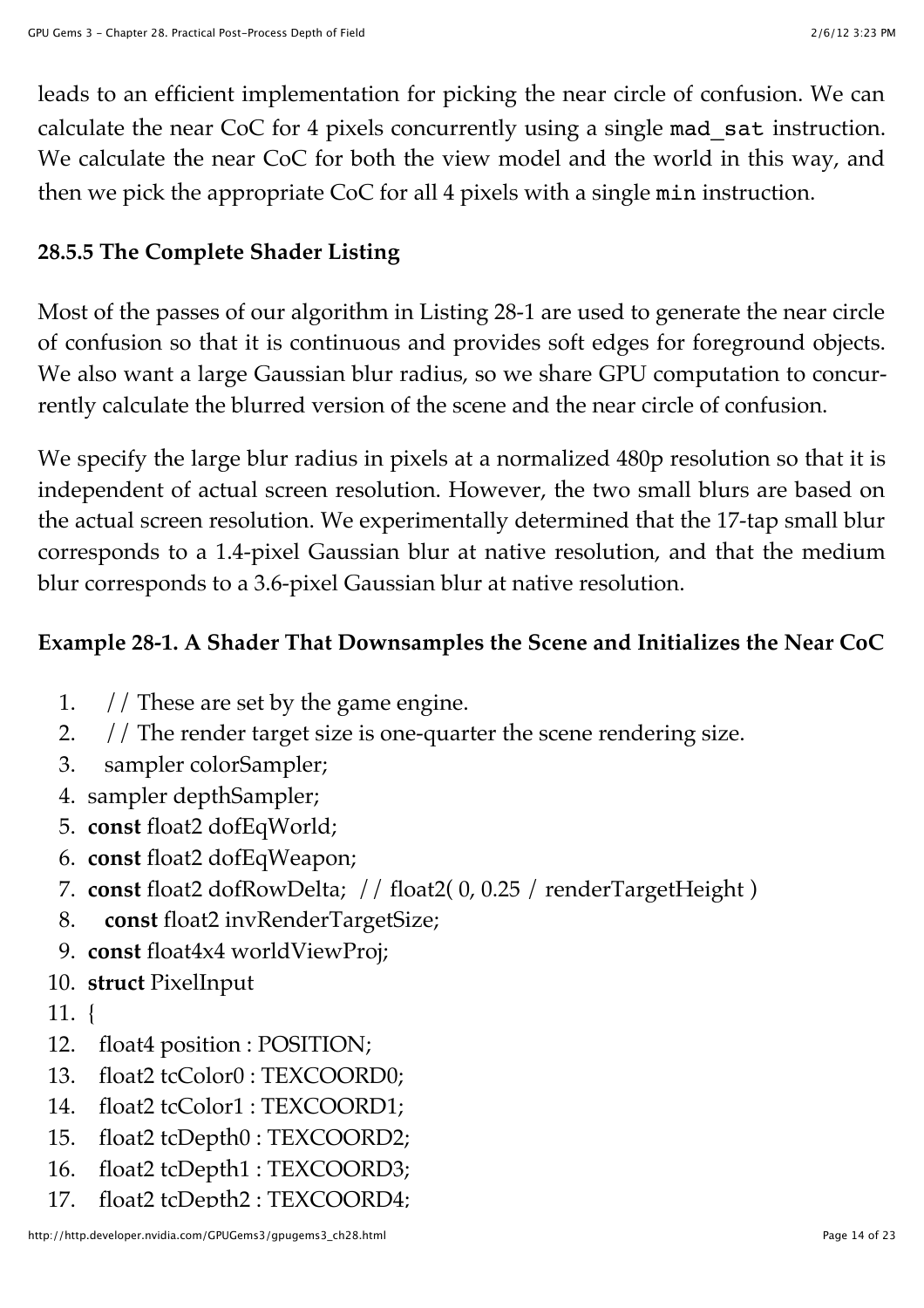leads to an efficient implementation for picking the near circle of confusion. We can calculate the near CoC for 4 pixels concurrently using a single `mad_sat` instruction. We calculate the near CoC for both the view model and the world in this way, and then we pick the appropriate CoC for all 4 pixels with a single `min` instruction.

### 28.5.5 The Complete Shader Listing

Most of the passes of our algorithm in Listing 28-1 are used to generate the near circle of confusion so that it is continuous and provides soft edges for foreground objects. We also want a large Gaussian blur radius, so we share GPU computation to concurrently calculate the blurred version of the scene and the near circle of confusion.

We specify the large blur radius in pixels at a normalized 480p resolution so that it is independent of actual screen resolution. However, the two small blurs are based on the actual screen resolution. We experimentally determined that the 17-tap small blur corresponds to a 1.4-pixel Gaussian blur at native resolution, and that the medium blur corresponds to a 3.6-pixel Gaussian blur at native resolution.

**Example 28-1. A Shader That Downsamples the Scene and Initializes the Near CoC**

```
1.   // These are set by the game engine.
2.   // The render target size is one-quarter the scene rendering size.
3.   sampler colorSampler;
4.  sampler depthSampler;
5.  const float2 dofEqWorld;
6.  const float2 dofEqWeapon;
7.  const float2 dofRowDelta;  // float2( 0, 0.25 / renderTargetHeight )
8.    const float2 invRenderTargetSize;
9.  const float4x4 worldViewProj;
10. struct PixelInput
11. {
12.   float4 position : POSITION;
13.   float2 tcColor0 : TEXCOORD0;
14.   float2 tcColor1 : TEXCOORD1;
15.   float2 tcDepth0 : TEXCOORD2;
16.   float2 tcDepth1 : TEXCOORD3;
17.   float2 tcDepth2 : TEXCOORD4;
```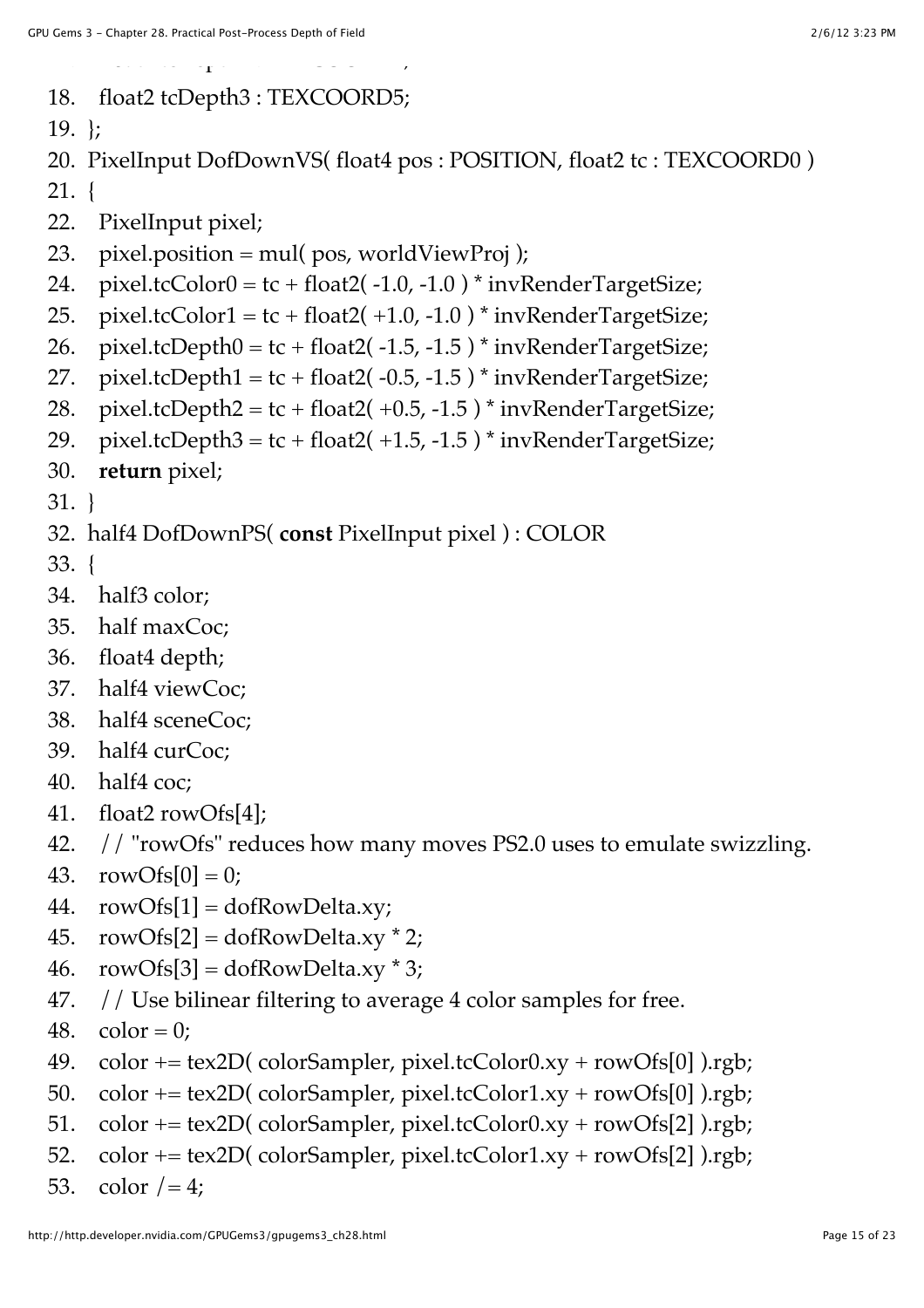```
18.   float2 tcDepth3 : TEXCOORD5;
19. };
20. PixelInput DofDownVS( float4 pos : POSITION, float2 tc : TEXCOORD0 )
21. {
22.   PixelInput pixel;
23.   pixel.position = mul( pos, worldViewProj );
24.   pixel.tcColor0 = tc + float2( -1.0, -1.0 ) * invRenderTargetSize;
25.   pixel.tcColor1 = tc + float2( +1.0, -1.0 ) * invRenderTargetSize;
26.   pixel.tcDepth0 = tc + float2( -1.5, -1.5 ) * invRenderTargetSize;
27.   pixel.tcDepth1 = tc + float2( -0.5, -1.5 ) * invRenderTargetSize;
28.   pixel.tcDepth2 = tc + float2( +0.5, -1.5 ) * invRenderTargetSize;
29.   pixel.tcDepth3 = tc + float2( +1.5, -1.5 ) * invRenderTargetSize;
30.   return pixel;
31. }
32. half4 DofDownPS( const PixelInput pixel ) : COLOR
33. {
34.   half3 color;
35.   half maxCoc;
36.   float4 depth;
37.   half4 viewCoc;
38.   half4 sceneCoc;
39.   half4 curCoc;
40.   half4 coc;
41.   float2 rowOfs[4];
42.   // "rowOfs" reduces how many moves PS2.0 uses to emulate swizzling.
43.   rowOfs[0] = 0;
44.   rowOfs[1] = dofRowDelta.xy;
45.   rowOfs[2] = dofRowDelta.xy * 2;
46.   rowOfs[3] = dofRowDelta.xy * 3;
47.   // Use bilinear filtering to average 4 color samples for free.
48.   color = 0;
49.   color += tex2D( colorSampler, pixel.tcColor0.xy + rowOfs[0] ).rgb;
50.   color += tex2D( colorSampler, pixel.tcColor1.xy + rowOfs[0] ).rgb;
51.   color += tex2D( colorSampler, pixel.tcColor0.xy + rowOfs[2] ).rgb;
52.   color += tex2D( colorSampler, pixel.tcColor1.xy + rowOfs[2] ).rgb;
53.   color /= 4;
```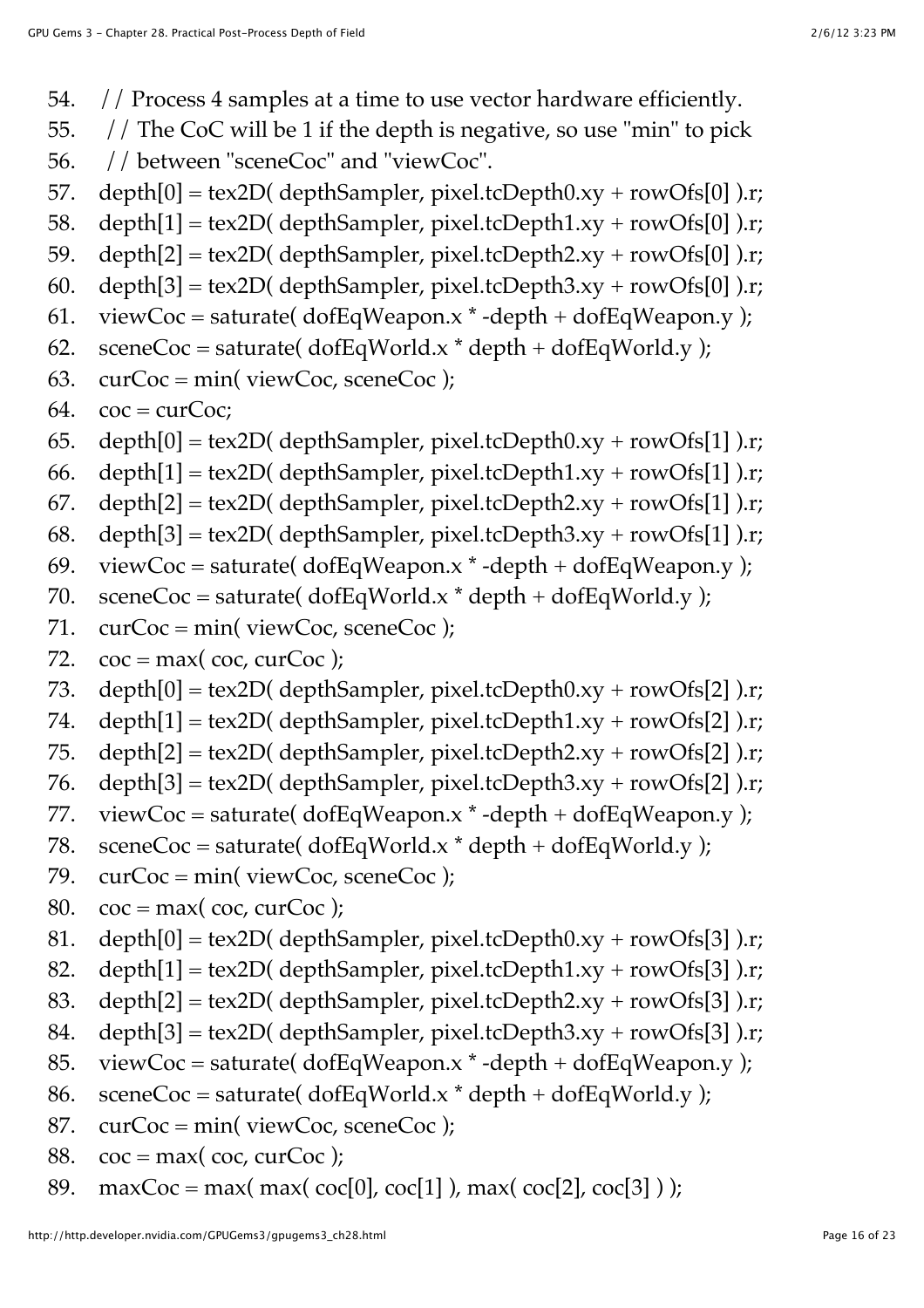```
54.   // Process 4 samples at a time to use vector hardware efficiently.
55.    // The CoC will be 1 if the depth is negative, so use "min" to pick
56.    // between "sceneCoc" and "viewCoc".
57.   depth[0] = tex2D( depthSampler, pixel.tcDepth0.xy + rowOfs[0] ).r;
58.   depth[1] = tex2D( depthSampler, pixel.tcDepth1.xy + rowOfs[0] ).r;
59.   depth[2] = tex2D( depthSampler, pixel.tcDepth2.xy + rowOfs[0] ).r;
60.   depth[3] = tex2D( depthSampler, pixel.tcDepth3.xy + rowOfs[0] ).r;
61.   viewCoc = saturate( dofEqWeapon.x * -depth + dofEqWeapon.y );
62.   sceneCoc = saturate( dofEqWorld.x * depth + dofEqWorld.y );
63.   curCoc = min( viewCoc, sceneCoc );
64.   coc = curCoc;
65.   depth[0] = tex2D( depthSampler, pixel.tcDepth0.xy + rowOfs[1] ).r;
66.   depth[1] = tex2D( depthSampler, pixel.tcDepth1.xy + rowOfs[1] ).r;
67.   depth[2] = tex2D( depthSampler, pixel.tcDepth2.xy + rowOfs[1] ).r;
68.   depth[3] = tex2D( depthSampler, pixel.tcDepth3.xy + rowOfs[1] ).r;
69.   viewCoc = saturate( dofEqWeapon.x * -depth + dofEqWeapon.y );
70.   sceneCoc = saturate( dofEqWorld.x * depth + dofEqWorld.y );
71.   curCoc = min( viewCoc, sceneCoc );
72.   coc = max( coc, curCoc );
73.   depth[0] = tex2D( depthSampler, pixel.tcDepth0.xy + rowOfs[2] ).r;
74.   depth[1] = tex2D( depthSampler, pixel.tcDepth1.xy + rowOfs[2] ).r;
75.   depth[2] = tex2D( depthSampler, pixel.tcDepth2.xy + rowOfs[2] ).r;
76.   depth[3] = tex2D( depthSampler, pixel.tcDepth3.xy + rowOfs[2] ).r;
77.   viewCoc = saturate( dofEqWeapon.x * -depth + dofEqWeapon.y );
78.   sceneCoc = saturate( dofEqWorld.x * depth + dofEqWorld.y );
79.   curCoc = min( viewCoc, sceneCoc );
80.   coc = max( coc, curCoc );
81.   depth[0] = tex2D( depthSampler, pixel.tcDepth0.xy + rowOfs[3] ).r;
82.   depth[1] = tex2D( depthSampler, pixel.tcDepth1.xy + rowOfs[3] ).r;
83.   depth[2] = tex2D( depthSampler, pixel.tcDepth2.xy + rowOfs[3] ).r;
84.   depth[3] = tex2D( depthSampler, pixel.tcDepth3.xy + rowOfs[3] ).r;
85.   viewCoc = saturate( dofEqWeapon.x * -depth + dofEqWeapon.y );
86.   sceneCoc = saturate( dofEqWorld.x * depth + dofEqWorld.y );
87.   curCoc = min( viewCoc, sceneCoc );
88.   coc = max( coc, curCoc );
89.   maxCoc = max( max( coc[0], coc[1] ), max( coc[2], coc[3] ) );
```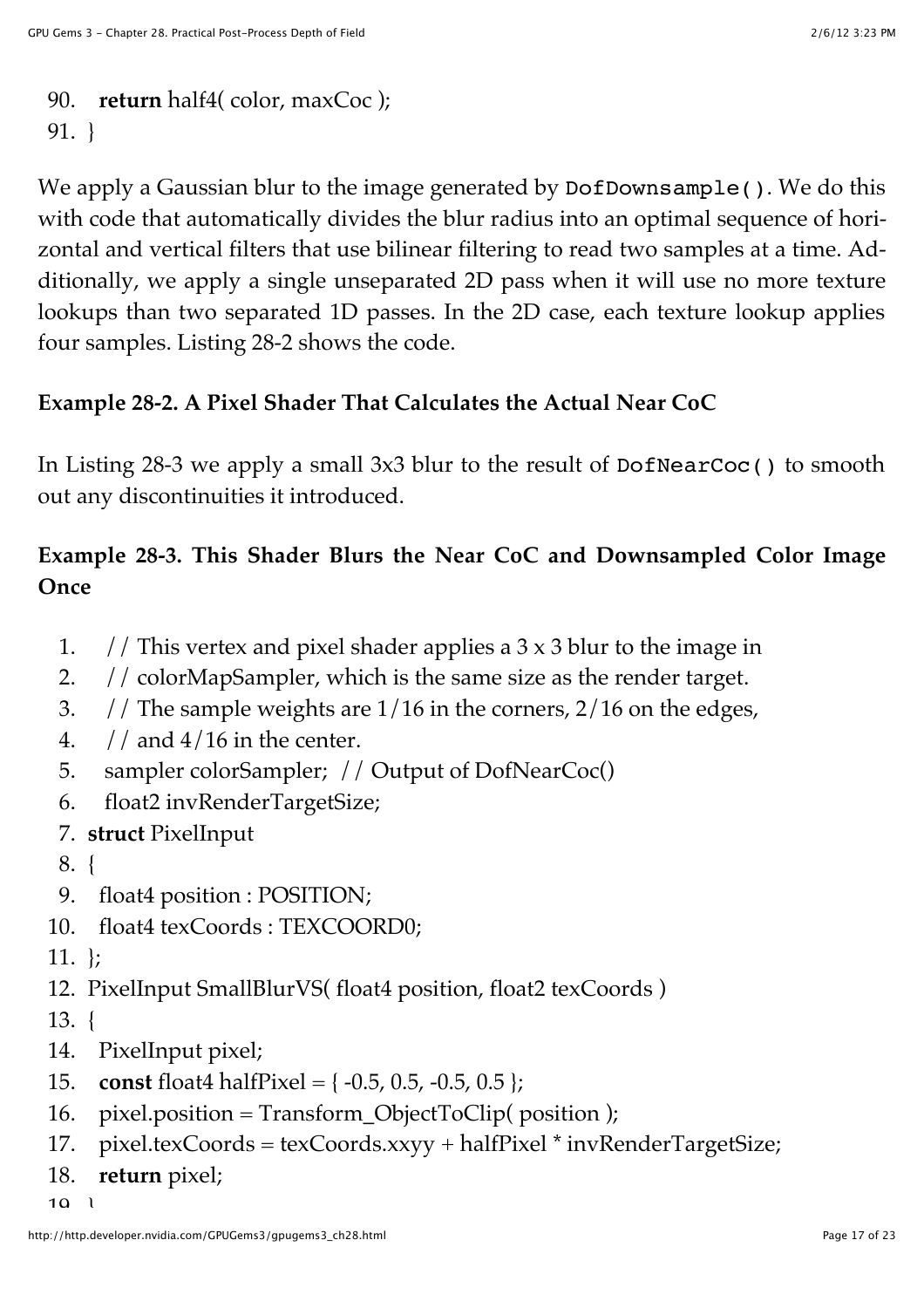```
90.   return half4( color, maxCoc );
91. }
```

We apply a Gaussian blur to the image generated by `DofDownsample()`. We do this with code that automatically divides the blur radius into an optimal sequence of horizontal and vertical filters that use bilinear filtering to read two samples at a time. Additionally, we apply a single unseparated 2D pass when it will use no more texture lookups than two separated 1D passes. In the 2D case, each texture lookup applies four samples. Listing 28-2 shows the code.

**Example 28-2. A Pixel Shader That Calculates the Actual Near CoC**

In Listing 28-3 we apply a small 3x3 blur to the result of `DofNearCoc()` to smooth out any discontinuities it introduced.

**Example 28-3. This Shader Blurs the Near CoC and Downsampled Color Image Once**

```
1.   // This vertex and pixel shader applies a 3 x 3 blur to the image in
2.   // colorMapSampler, which is the same size as the render target.
3.   // The sample weights are 1/16 in the corners, 2/16 on the edges,
4.   // and 4/16 in the center.
5.   sampler colorSampler;  // Output of DofNearCoc()
6.   float2 invRenderTargetSize;
7. struct PixelInput
8. {
9.   float4 position : POSITION;
10.  float4 texCoords : TEXCOORD0;
11. };
12. PixelInput SmallBlurVS( float4 position, float2 texCoords )
13. {
14.   PixelInput pixel;
15.   const float4 halfPixel = { -0.5, 0.5, -0.5, 0.5 };
16.   pixel.position = Transform_ObjectToClip( position );
17.   pixel.texCoords = texCoords.xxyy + halfPixel * invRenderTargetSize;
18.   return pixel;
19. }
```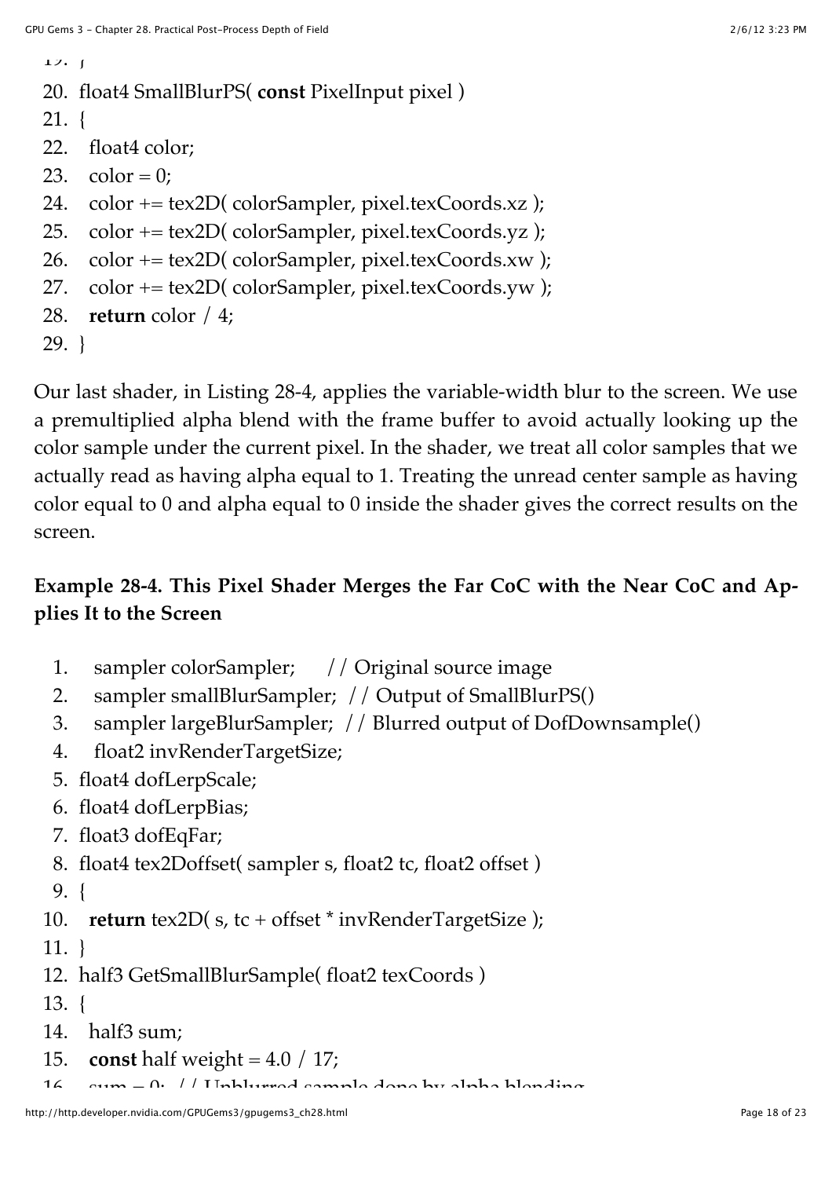```
19. }
20. float4 SmallBlurPS( const PixelInput pixel )
21. {
22.   float4 color;
23.   color = 0;
24.   color += tex2D( colorSampler, pixel.texCoords.xz );
25.   color += tex2D( colorSampler, pixel.texCoords.yz );
26.   color += tex2D( colorSampler, pixel.texCoords.xw );
27.   color += tex2D( colorSampler, pixel.texCoords.yw );
28.   return color / 4;
29. }
```

Our last shader, in Listing 28-4, applies the variable-width blur to the screen. We use a premultiplied alpha blend with the frame buffer to avoid actually looking up the color sample under the current pixel. In the shader, we treat all color samples that we actually read as having alpha equal to 1. Treating the unread center sample as having color equal to 0 and alpha equal to 0 inside the shader gives the correct results on the screen.

### Example 28-4. This Pixel Shader Merges the Far CoC with the Near CoC and Applies It to the Screen

```
1.   sampler colorSampler;     // Original source image
2.   sampler smallBlurSampler;  // Output of SmallBlurPS()
3.   sampler largeBlurSampler;  // Blurred output of DofDownsample()
4.   float2 invRenderTargetSize;
5. float4 dofLerpScale;
6. float4 dofLerpBias;
7. float3 dofEqFar;
8. float4 tex2Doffset( sampler s, float2 tc, float2 offset )
9. {
10.   return tex2D( s, tc + offset * invRenderTargetSize );
11. }
12. half3 GetSmallBlurSample( float2 texCoords )
13. {
14.   half3 sum;
15.   const half weight = 4.0 / 17;
16.   sum = 0;  // Unblurred sample done by alpha blending
```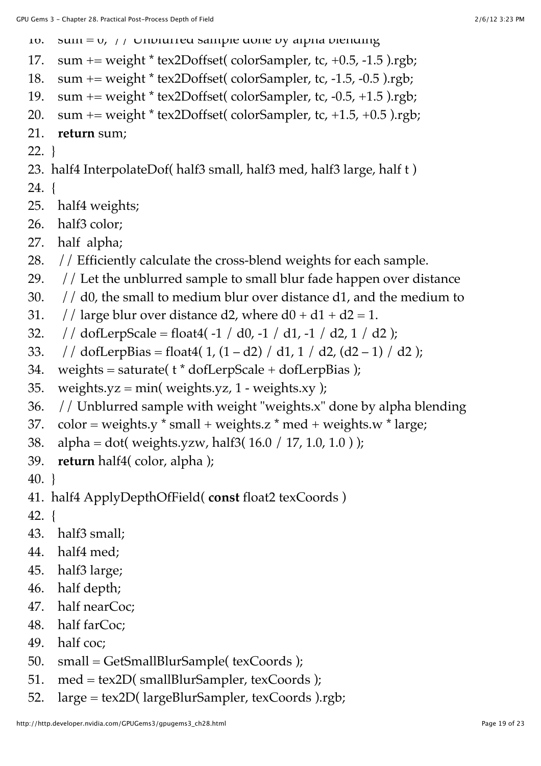```
16.   sum = 0;  // Unblurred sample done by alpha blending
17.   sum += weight * tex2Doffset( colorSampler, tc, +0.5, -1.5 ).rgb;
18.   sum += weight * tex2Doffset( colorSampler, tc, -1.5, -0.5 ).rgb;
19.   sum += weight * tex2Doffset( colorSampler, tc, -0.5, +1.5 ).rgb;
20.   sum += weight * tex2Doffset( colorSampler, tc, +1.5, +0.5 ).rgb;
21.   return sum;
22. }
23. half4 InterpolateDof( half3 small, half3 med, half3 large, half t )
24. {
25.   half4 weights;
26.   half3 color;
27.   half  alpha;
28.   // Efficiently calculate the cross-blend weights for each sample.
29.    // Let the unblurred sample to small blur fade happen over distance
30.    // d0, the small to medium blur over distance d1, and the medium to
31.    // large blur over distance d2, where d0 + d1 + d2 = 1.
32.    // dofLerpScale = float4( -1 / d0, -1 / d1, -1 / d2, 1 / d2 );
33.    // dofLerpBias = float4( 1, (1 – d2) / d1, 1 / d2, (d2 – 1) / d2 );
34.   weights = saturate( t * dofLerpScale + dofLerpBias );
35.   weights.yz = min( weights.yz, 1 - weights.xy );
36.   // Unblurred sample with weight "weights.x" done by alpha blending
37.   color = weights.y * small + weights.z * med + weights.w * large;
38.   alpha = dot( weights.yzw, half3( 16.0 / 17, 1.0, 1.0 ) );
39.   return half4( color, alpha );
40. }
41. half4 ApplyDepthOfField( const float2 texCoords )
42. {
43.   half3 small;
44.   half4 med;
45.   half3 large;
46.   half depth;
47.   half nearCoc;
48.   half farCoc;
49.   half coc;
50.   small = GetSmallBlurSample( texCoords );
51.   med = tex2D( smallBlurSampler, texCoords );
52.   large = tex2D( largeBlurSampler, texCoords ).rgb;
```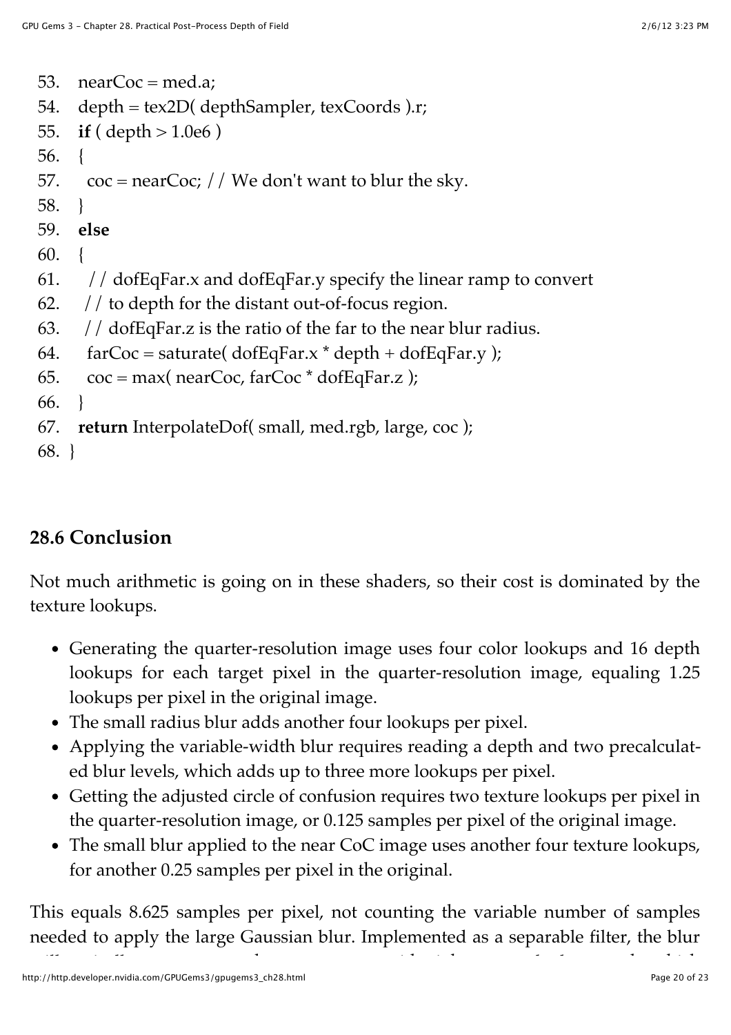```
53.   nearCoc = med.a;
54.   depth = tex2D( depthSampler, texCoords ).r;
55.   if ( depth > 1.0e6 )
56.   {
57.     coc = nearCoc; // We don't want to blur the sky.
58.   }
59.   else
60.   {
61.     // dofEqFar.x and dofEqFar.y specify the linear ramp to convert
62.     // to depth for the distant out-of-focus region.
63.     // dofEqFar.z is the ratio of the far to the near blur radius.
64.     farCoc = saturate( dofEqFar.x * depth + dofEqFar.y );
65.     coc = max( nearCoc, farCoc * dofEqFar.z );
66.   }
67.   return InterpolateDof( small, med.rgb, large, coc );
68. }
```

## 28.6 Conclusion

Not much arithmetic is going on in these shaders, so their cost is dominated by the texture lookups.

- Generating the quarter-resolution image uses four color lookups and 16 depth lookups for each target pixel in the quarter-resolution image, equaling 1.25 lookups per pixel in the original image.
- The small radius blur adds another four lookups per pixel.
- Applying the variable-width blur requires reading a depth and two precalculated blur levels, which adds up to three more lookups per pixel.
- Getting the adjusted circle of confusion requires two texture lookups per pixel in the quarter-resolution image, or 0.125 samples per pixel of the original image.
- The small blur applied to the near CoC image uses another four texture lookups, for another 0.25 samples per pixel in the original.

This equals 8.625 samples per pixel, not counting the variable number of samples needed to apply the large Gaussian blur. Implemented as a separable filter, the blur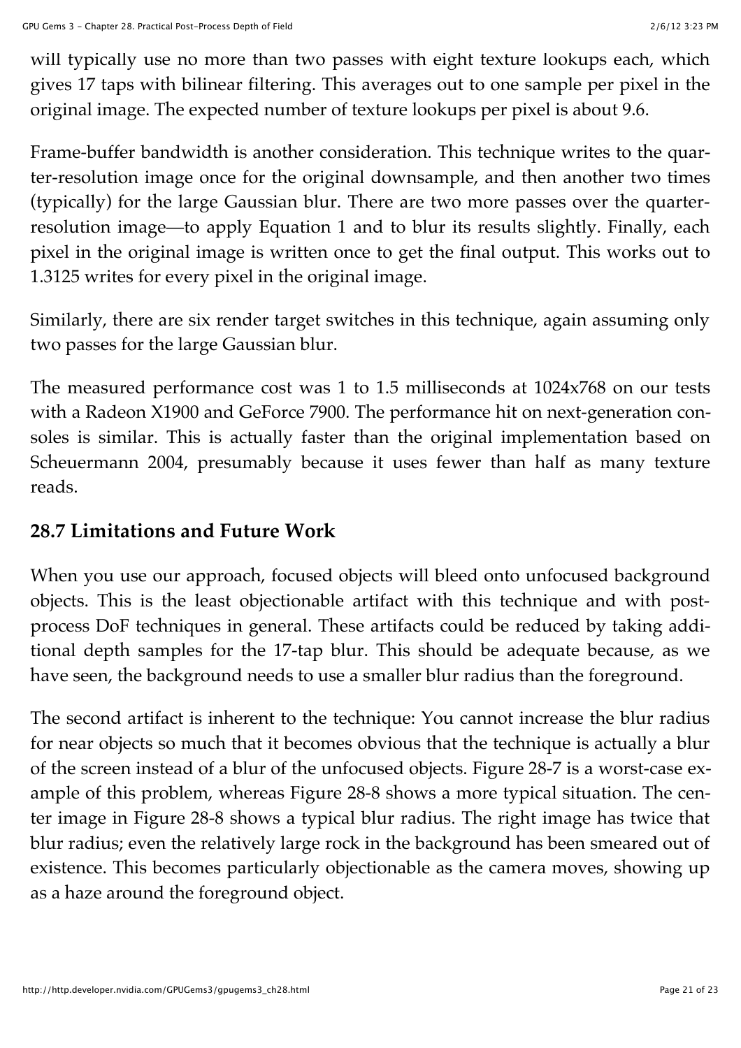will typically use no more than two passes with eight texture lookups each, which gives 17 taps with bilinear filtering. This averages out to one sample per pixel in the original image. The expected number of texture lookups per pixel is about 9.6.

Frame-buffer bandwidth is another consideration. This technique writes to the quarter-resolution image once for the original downsample, and then another two times (typically) for the large Gaussian blur. There are two more passes over the quarter-resolution image—to apply Equation 1 and to blur its results slightly. Finally, each pixel in the original image is written once to get the final output. This works out to 1.3125 writes for every pixel in the original image.

Similarly, there are six render target switches in this technique, again assuming only two passes for the large Gaussian blur.

The measured performance cost was 1 to 1.5 milliseconds at 1024x768 on our tests with a Radeon X1900 and GeForce 7900. The performance hit on next-generation consoles is similar. This is actually faster than the original implementation based on Scheuermann 2004, presumably because it uses fewer than half as many texture reads.

## 28.7 Limitations and Future Work

When you use our approach, focused objects will bleed onto unfocused background objects. This is the least objectionable artifact with this technique and with post-process DoF techniques in general. These artifacts could be reduced by taking additional depth samples for the 17-tap blur. This should be adequate because, as we have seen, the background needs to use a smaller blur radius than the foreground.

The second artifact is inherent to the technique: You cannot increase the blur radius for near objects so much that it becomes obvious that the technique is actually a blur of the screen instead of a blur of the unfocused objects. Figure 28-7 is a worst-case example of this problem, whereas Figure 28-8 shows a more typical situation. The center image in Figure 28-8 shows a typical blur radius. The right image has twice that blur radius; even the relatively large rock in the background has been smeared out of existence. This becomes particularly objectionable as the camera moves, showing up as a haze around the foreground object.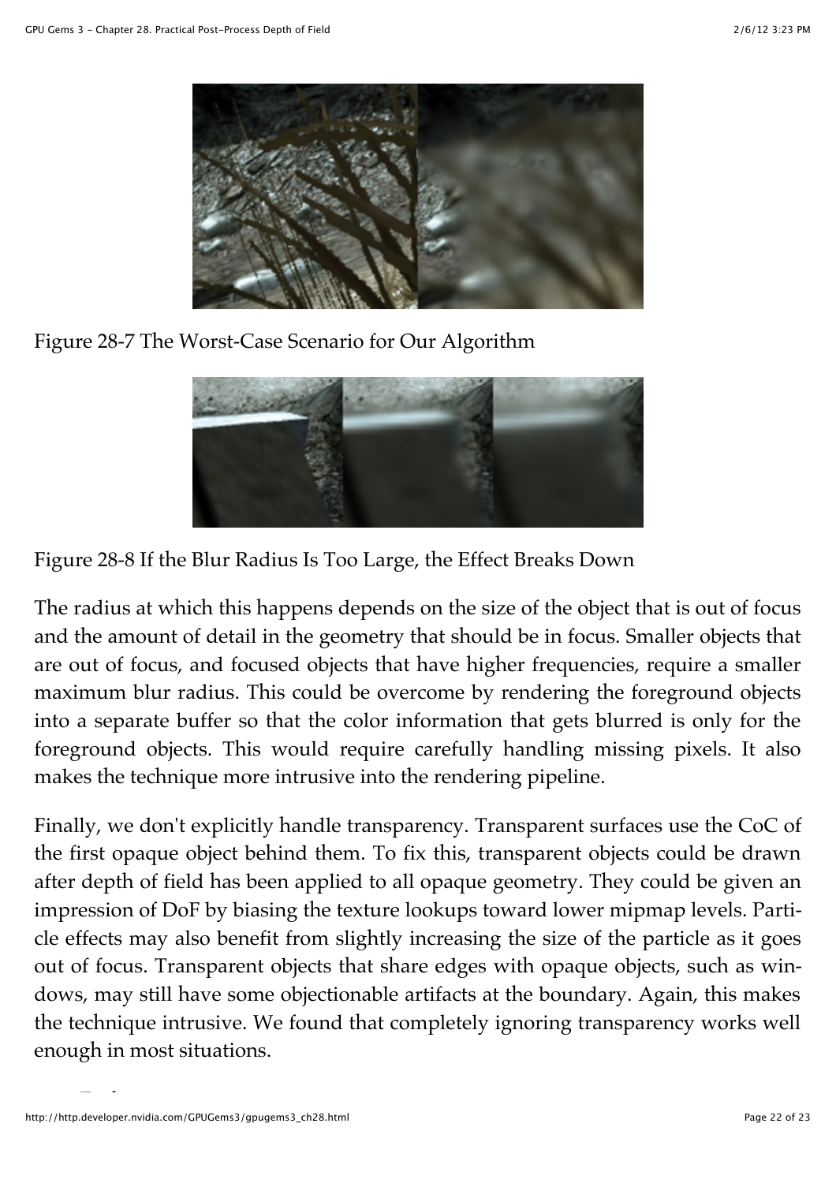Figure 28-7 The Worst-Case Scenario for Our Algorithm

Figure 28-8 If the Blur Radius Is Too Large, the Effect Breaks Down

The radius at which this happens depends on the size of the object that is out of focus and the amount of detail in the geometry that should be in focus. Smaller objects that are out of focus, and focused objects that have higher frequencies, require a smaller maximum blur radius. This could be overcome by rendering the foreground objects into a separate buffer so that the color information that gets blurred is only for the foreground objects. This would require carefully handling missing pixels. It also makes the technique more intrusive into the rendering pipeline.

Finally, we don't explicitly handle transparency. Transparent surfaces use the CoC of the first opaque object behind them. To fix this, transparent objects could be drawn after depth of field has been applied to all opaque geometry. They could be given an impression of DoF by biasing the texture lookups toward lower mipmap levels. Particle effects may also benefit from slightly increasing the size of the particle as it goes out of focus. Transparent objects that share edges with opaque objects, such as windows, may still have some objectionable artifacts at the boundary. Again, this makes the technique intrusive. We found that completely ignoring transparency works well enough in most situations.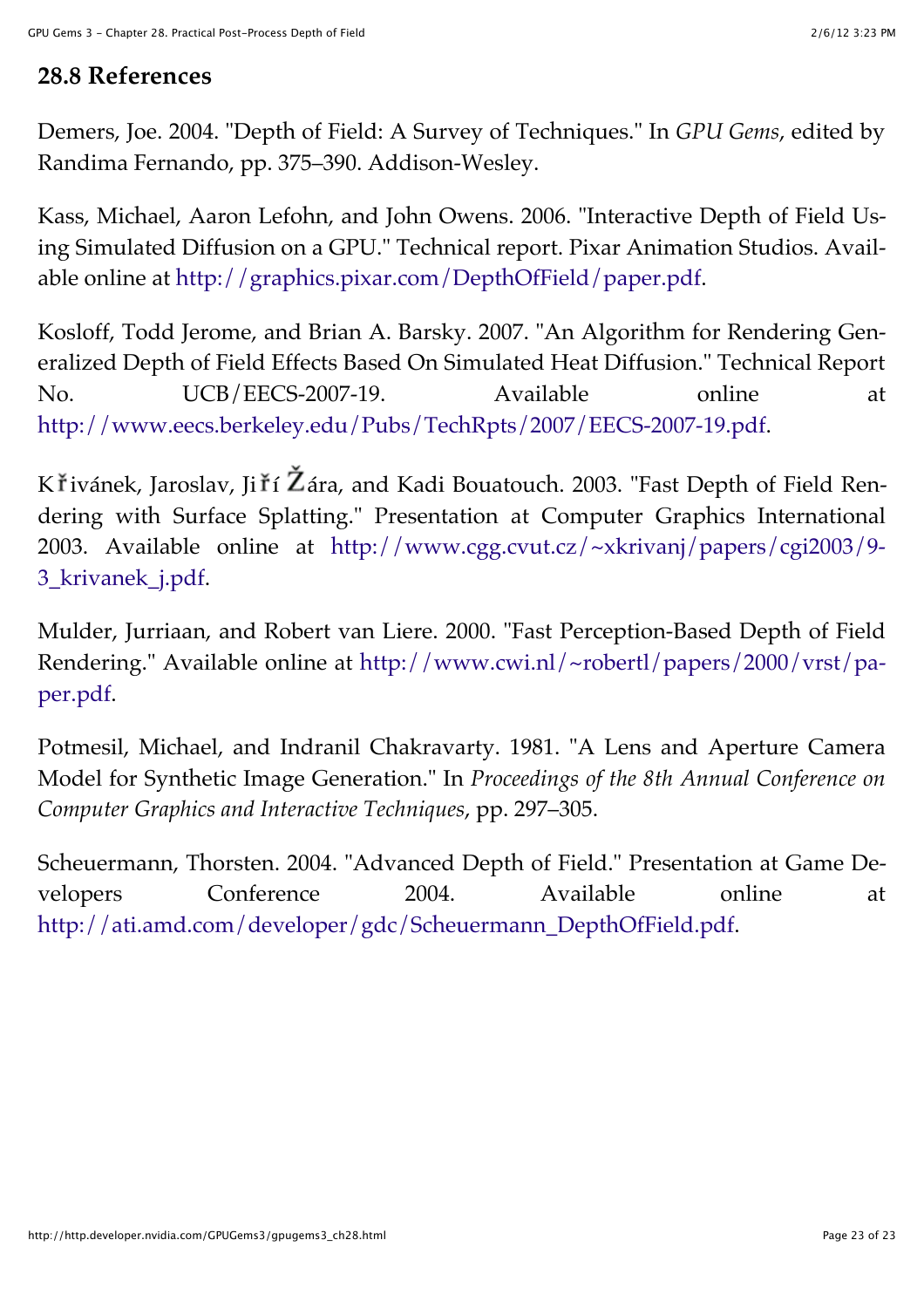## 28.8 References

Demers, Joe. 2004. "Depth of Field: A Survey of Techniques." In *GPU Gems*, edited by Randima Fernando, pp. 375–390. Addison-Wesley.

Kass, Michael, Aaron Lefohn, and John Owens. 2006. "Interactive Depth of Field Using Simulated Diffusion on a GPU." Technical report. Pixar Animation Studios. Available online at http://graphics.pixar.com/DepthOfField/paper.pdf.

Kosloff, Todd Jerome, and Brian A. Barsky. 2007. "An Algorithm for Rendering Generalized Depth of Field Effects Based On Simulated Heat Diffusion." Technical Report No. UCB/EECS-2007-19. Available online at http://www.eecs.berkeley.edu/Pubs/TechRpts/2007/EECS-2007-19.pdf.

Křivánek, Jaroslav, Jiří Žára, and Kadi Bouatouch. 2003. "Fast Depth of Field Rendering with Surface Splatting." Presentation at Computer Graphics International 2003. Available online at http://www.cgg.cvut.cz/~xkrivanj/papers/cgi2003/9-3_krivanek_j.pdf.

Mulder, Jurriaan, and Robert van Liere. 2000. "Fast Perception-Based Depth of Field Rendering." Available online at http://www.cwi.nl/~robertl/papers/2000/vrst/paper.pdf.

Potmesil, Michael, and Indranil Chakravarty. 1981. "A Lens and Aperture Camera Model for Synthetic Image Generation." In *Proceedings of the 8th Annual Conference on Computer Graphics and Interactive Techniques*, pp. 297–305.

Scheuermann, Thorsten. 2004. "Advanced Depth of Field." Presentation at Game Developers Conference 2004. Available online at http://ati.amd.com/developer/gdc/Scheuermann_DepthOfField.pdf.